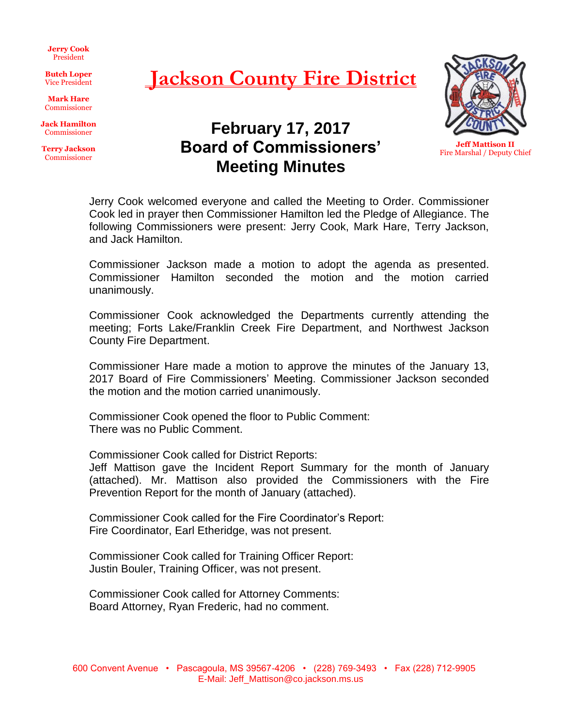**Jerry Cook**
President

**Butch Loper**
Vice President

**Mark Hare**
Commissioner

**Jack Hamilton**
Commissioner

**Terry Jackson**
Commissioner

# Jackson County Fire District

**Jeff Mattison II**
Fire Marshal / Deputy Chief

## February 17, 2017
## Board of Commissioners' Meeting Minutes

Jerry Cook welcomed everyone and called the Meeting to Order. Commissioner Cook led in prayer then Commissioner Hamilton led the Pledge of Allegiance. The following Commissioners were present: Jerry Cook, Mark Hare, Terry Jackson, and Jack Hamilton.

Commissioner Jackson made a motion to adopt the agenda as presented. Commissioner Hamilton seconded the motion and the motion carried unanimously.

Commissioner Cook acknowledged the Departments currently attending the meeting; Forts Lake/Franklin Creek Fire Department, and Northwest Jackson County Fire Department.

Commissioner Hare made a motion to approve the minutes of the January 13, 2017 Board of Fire Commissioners' Meeting. Commissioner Jackson seconded the motion and the motion carried unanimously.

Commissioner Cook opened the floor to Public Comment:
There was no Public Comment.

Commissioner Cook called for District Reports:
Jeff Mattison gave the Incident Report Summary for the month of January (attached). Mr. Mattison also provided the Commissioners with the Fire Prevention Report for the month of January (attached).

Commissioner Cook called for the Fire Coordinator's Report:
Fire Coordinator, Earl Etheridge, was not present.

Commissioner Cook called for Training Officer Report:
Justin Bouler, Training Officer, was not present.

Commissioner Cook called for Attorney Comments:
Board Attorney, Ryan Frederic, had no comment.

600 Convent Avenue • Pascagoula, MS 39567-4206 • (228) 769-3493 • Fax (228) 712-9905
E-Mail: Jeff_Mattison@co.jackson.ms.us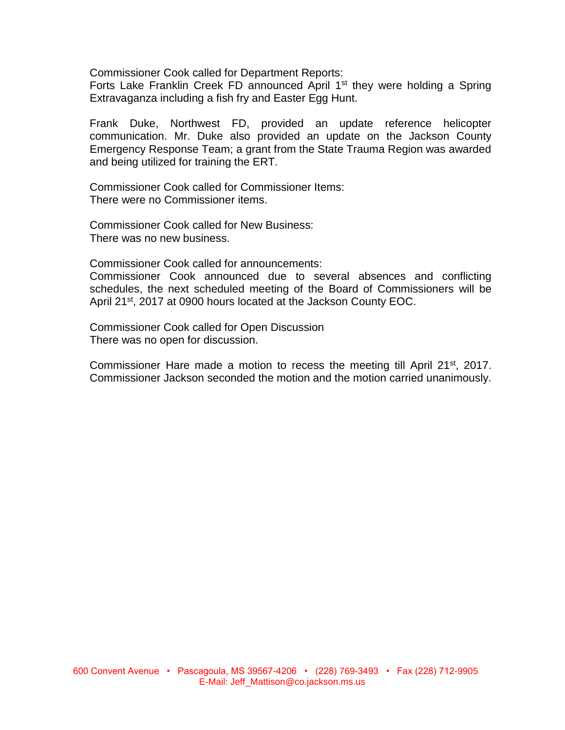Commissioner Cook called for Department Reports:
Forts Lake Franklin Creek FD announced April 1st they were holding a Spring Extravaganza including a fish fry and Easter Egg Hunt.

Frank Duke, Northwest FD, provided an update reference helicopter communication. Mr. Duke also provided an update on the Jackson County Emergency Response Team; a grant from the State Trauma Region was awarded and being utilized for training the ERT.

Commissioner Cook called for Commissioner Items:
There were no Commissioner items.

Commissioner Cook called for New Business:
There was no new business.

Commissioner Cook called for announcements:
Commissioner Cook announced due to several absences and conflicting schedules, the next scheduled meeting of the Board of Commissioners will be April 21st, 2017 at 0900 hours located at the Jackson County EOC.

Commissioner Cook called for Open Discussion
There was no open for discussion.

Commissioner Hare made a motion to recess the meeting till April 21st, 2017. Commissioner Jackson seconded the motion and the motion carried unanimously.

600 Convent Avenue • Pascagoula, MS 39567-4206 • (228) 769-3493 • Fax (228) 712-9905
E-Mail: Jeff_Mattison@co.jackson.ms.us